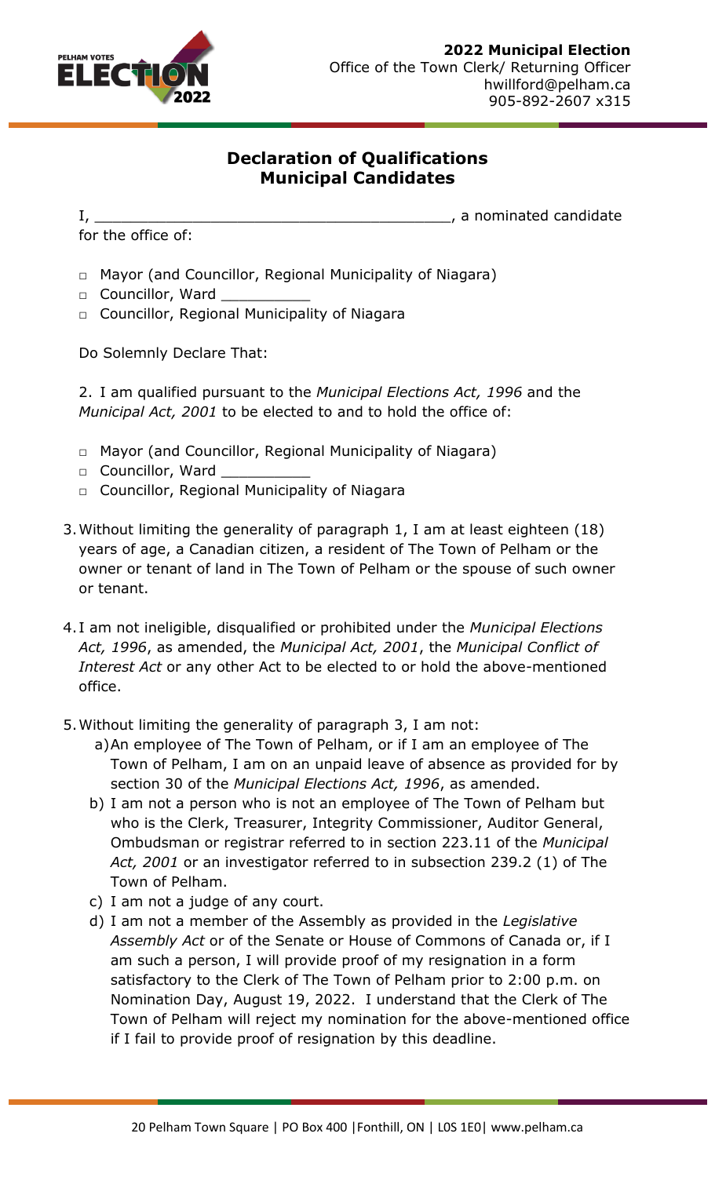**2022 Municipal Election**
Office of the Town Clerk/ Returning Officer
hwillford@pelham.ca
905-892-2607 x315

## Declaration of Qualifications Municipal Candidates

I, ________________________________________, a nominated candidate for the office of:

- □ Mayor (and Councillor, Regional Municipality of Niagara)
- □ Councillor, Ward __________
- □ Councillor, Regional Municipality of Niagara

Do Solemnly Declare That:

2. I am qualified pursuant to the *Municipal Elections Act, 1996* and the *Municipal Act, 2001* to be elected to and to hold the office of:

- □ Mayor (and Councillor, Regional Municipality of Niagara)
- □ Councillor, Ward __________
- □ Councillor, Regional Municipality of Niagara

3. Without limiting the generality of paragraph 1, I am at least eighteen (18) years of age, a Canadian citizen, a resident of The Town of Pelham or the owner or tenant of land in The Town of Pelham or the spouse of such owner or tenant.

4. I am not ineligible, disqualified or prohibited under the *Municipal Elections Act, 1996*, as amended, the *Municipal Act, 2001*, the *Municipal Conflict of Interest Act* or any other Act to be elected to or hold the above-mentioned office.

5. Without limiting the generality of paragraph 3, I am not:
   a) An employee of The Town of Pelham, or if I am an employee of The Town of Pelham, I am on an unpaid leave of absence as provided for by section 30 of the *Municipal Elections Act, 1996*, as amended.
   b) I am not a person who is not an employee of The Town of Pelham but who is the Clerk, Treasurer, Integrity Commissioner, Auditor General, Ombudsman or registrar referred to in section 223.11 of the *Municipal Act, 2001* or an investigator referred to in subsection 239.2 (1) of The Town of Pelham.
   c) I am not a judge of any court.
   d) I am not a member of the Assembly as provided in the *Legislative Assembly Act* or of the Senate or House of Commons of Canada or, if I am such a person, I will provide proof of my resignation in a form satisfactory to the Clerk of The Town of Pelham prior to 2:00 p.m. on Nomination Day, August 19, 2022. I understand that the Clerk of The Town of Pelham will reject my nomination for the above-mentioned office if I fail to provide proof of resignation by this deadline.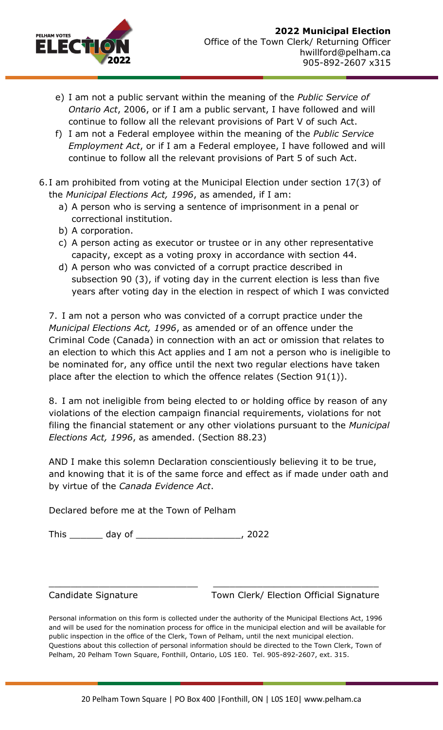e) I am not a public servant within the meaning of the *Public Service of Ontario Act*, 2006, or if I am a public servant, I have followed and will continue to follow all the relevant provisions of Part V of such Act.
f) I am not a Federal employee within the meaning of the *Public Service Employment Act*, or if I am a Federal employee, I have followed and will continue to follow all the relevant provisions of Part 5 of such Act.

6. I am prohibited from voting at the Municipal Election under section 17(3) of the *Municipal Elections Act, 1996*, as amended, if I am:
   a) A person who is serving a sentence of imprisonment in a penal or correctional institution.
   b) A corporation.
   c) A person acting as executor or trustee or in any other representative capacity, except as a voting proxy in accordance with section 44.
   d) A person who was convicted of a corrupt practice described in subsection 90 (3), if voting day in the current election is less than five years after voting day in the election in respect of which I was convicted

7. I am not a person who was convicted of a corrupt practice under the *Municipal Elections Act, 1996*, as amended or of an offence under the Criminal Code (Canada) in connection with an act or omission that relates to an election to which this Act applies and I am not a person who is ineligible to be nominated for, any office until the next two regular elections have taken place after the election to which the offence relates (Section 91(1)).

8. I am not ineligible from being elected to or holding office by reason of any violations of the election campaign financial requirements, violations for not filing the financial statement or any other violations pursuant to the *Municipal Elections Act, 1996*, as amended. (Section 88.23)

AND I make this solemn Declaration conscientiously believing it to be true, and knowing that it is of the same force and effect as if made under oath and by virtue of the *Canada Evidence Act*.

Declared before me at the Town of Pelham

This ______ day of ___________________, 2022

___________________________ ______________________________

Candidate Signature Town Clerk/ Election Official Signature

Personal information on this form is collected under the authority of the Municipal Elections Act, 1996 and will be used for the nomination process for office in the municipal election and will be available for public inspection in the office of the Clerk, Town of Pelham, until the next municipal election. Questions about this collection of personal information should be directed to the Town Clerk, Town of Pelham, 20 Pelham Town Square, Fonthill, Ontario, L0S 1E0. Tel. 905-892-2607, ext. 315.